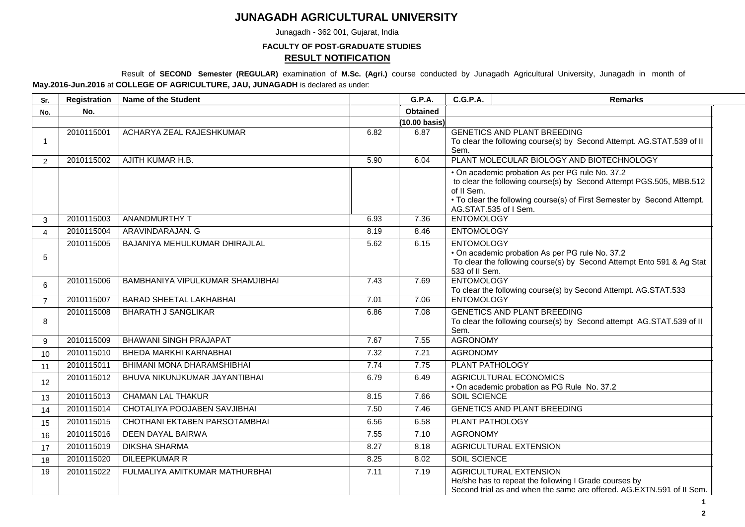# JUNAGADH AGRICULTURAL UNIVERSITY

Junagadh - 362 001, Gujarat, India

**FACULTY OF POST-GRADUATE STUDIES**

## RESULT NOTIFICATION

Result of **SECOND Semester (REGULAR)** examination of **M.Sc. (Agri.)** course conducted by Junagadh Agricultural University, Junagadh in month of **May.2016-Jun.2016** at **COLLEGE OF AGRICULTURE, JAU, JUNAGADH** is declared as under:

| Sr. No. | Registration No. | Name of the Student | G.P.A. Obtained (10.00 basis) | C.G.P.A. | Remarks |
|---|---|---|---|---|---|
| 1 | 2010115001 | ACHARYA ZEAL RAJESHKUMAR | 6.82 | 6.87 | GENETICS AND PLANT BREEDING<br>To clear the following course(s) by Second Attempt. AG.STAT.539 of II Sem. |
| 2 | 2010115002 | AJITH KUMAR H.B. | 5.90 | 6.04 | PLANT MOLECULAR BIOLOGY AND BIOTECHNOLOGY<br>• On academic probation As per PG rule No. 37.2 to clear the following course(s) by Second Attempt PGS.505, MBB.512 of II Sem.<br>• To clear the following course(s) of First Semester by Second Attempt. AG.STAT.535 of I Sem. |
| 3 | 2010115003 | ANANDMURTHY T | 6.93 | 7.36 | ENTOMOLOGY |
| 4 | 2010115004 | ARAVINDARAJAN. G | 8.19 | 8.46 | ENTOMOLOGY |
| 5 | 2010115005 | BAJANIYA MEHULKUMAR DHIRAJLAL | 5.62 | 6.15 | ENTOMOLOGY<br>• On academic probation As per PG rule No. 37.2<br>To clear the following course(s) by Second Attempt Ento 591 & Ag Stat 533 of II Sem. |
| 6 | 2010115006 | BAMBHANIYA VIPULKUMAR SHAMJIBHAI | 7.43 | 7.69 | ENTOMOLOGY<br>To clear the following course(s) by Second Attempt. AG.STAT.533 |
| 7 | 2010115007 | BARAD SHEETAL LAKHABHAI | 7.01 | 7.06 | ENTOMOLOGY |
| 8 | 2010115008 | BHARATH J SANGLIKAR | 6.86 | 7.08 | GENETICS AND PLANT BREEDING<br>To clear the following course(s) by Second attempt AG.STAT.539 of II Sem. |
| 9 | 2010115009 | BHAWANI SINGH PRAJAPAT | 7.67 | 7.55 | AGRONOMY |
| 10 | 2010115010 | BHEDA MARKHI KARNABHAI | 7.32 | 7.21 | AGRONOMY |
| 11 | 2010115011 | BHIMANI MONA DHARAMSHIBHAI | 7.74 | 7.75 | PLANT PATHOLOGY |
| 12 | 2010115012 | BHUVA NIKUNJKUMAR JAYANTIBHAI | 6.79 | 6.49 | AGRICULTURAL ECONOMICS<br>• On academic probation as PG Rule No. 37.2 |
| 13 | 2010115013 | CHAMAN LAL THAKUR | 8.15 | 7.66 | SOIL SCIENCE |
| 14 | 2010115014 | CHOTALIYA POOJABEN SAVJIBHAI | 7.50 | 7.46 | GENETICS AND PLANT BREEDING |
| 15 | 2010115015 | CHOTHANI EKTABEN PARSOTAMBHAI | 6.56 | 6.58 | PLANT PATHOLOGY |
| 16 | 2010115016 | DEEN DAYAL BAIRWA | 7.55 | 7.10 | AGRONOMY |
| 17 | 2010115019 | DIKSHA SHARMA | 8.27 | 8.18 | AGRICULTURAL EXTENSION |
| 18 | 2010115020 | DILEEPKUMAR R | 8.25 | 8.02 | SOIL SCIENCE |
| 19 | 2010115022 | FULMALIYA AMITKUMAR MATHURBHAI | 7.11 | 7.19 | AGRICULTURAL EXTENSION<br>He/she has to repeat the following I Grade courses by Second trial as and when the same are offered. AG.EXTN.591 of II Sem. |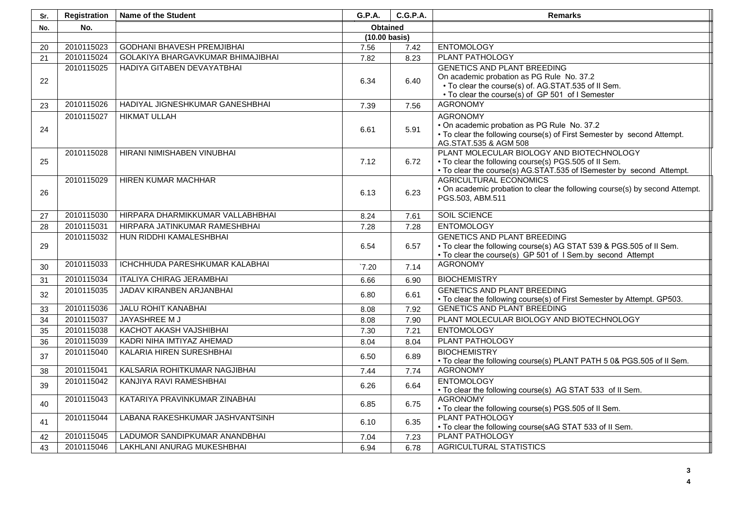| Sr. No. | Registration No. | Name of the Student | G.P.A. | C.G.P.A. | Remarks |
|---|---|---|---|---|---|
| | | | Obtained (10.00 basis) | | |
| 20 | 2010115023 | GODHANI BHAVESH PREMJIBHAI | 7.56 | 7.42 | ENTOMOLOGY |
| 21 | 2010115024 | GOLAKIYA BHARGAVKUMAR BHIMAJIBHAI | 7.82 | 8.23 | PLANT PATHOLOGY |
| 22 | 2010115025 | HADIYA GITABEN DEVAYATBHAI | 6.34 | 6.40 | GENETICS AND PLANT BREEDING<br>On academic probation as PG Rule No. 37.2<br>• To clear the course(s) of. AG.STAT.535 of II Sem.<br>• To clear the course(s) of GP 501 of I Semester |
| 23 | 2010115026 | HADIYAL JIGNESHKUMAR GANESHBHAI | 7.39 | 7.56 | AGRONOMY |
| 24 | 2010115027 | HIKMAT ULLAH | 6.61 | 5.91 | AGRONOMY<br>• On academic probation as PG Rule No. 37.2<br>• To clear the following course(s) of First Semester by second Attempt. AG.STAT.535 & AGM 508 |
| 25 | 2010115028 | HIRANI NIMISHABEN VINUBHAI | 7.12 | 6.72 | PLANT MOLECULAR BIOLOGY AND BIOTECHNOLOGY<br>• To clear the following course(s) PGS.505 of II Sem.<br>• To clear the course(s) AG.STAT.535 of ISemester by second Attempt. |
| 26 | 2010115029 | HIREN KUMAR MACHHAR | 6.13 | 6.23 | AGRICULTURAL ECONOMICS<br>• On academic probation to clear the following course(s) by second Attempt. PGS.503, ABM.511 |
| 27 | 2010115030 | HIRPARA DHARMIKKUMAR VALLABHBHAI | 8.24 | 7.61 | SOIL SCIENCE |
| 28 | 2010115031 | HIRPARA JATINKUMAR RAMESHBHAI | 7.28 | 7.28 | ENTOMOLOGY |
| 29 | 2010115032 | HUN RIDDHI KAMALESHBHAI | 6.54 | 6.57 | GENETICS AND PLANT BREEDING<br>• To clear the following course(s) AG STAT 539 & PGS.505 of II Sem.<br>• To clear the course(s) GP 501 of I Sem.by second Attempt |
| 30 | 2010115033 | ICHCHHUDA PARESHKUMAR KALABHAI | `7.20 | 7.14 | AGRONOMY |
| 31 | 2010115034 | ITALIYA CHIRAG JERAMBHAI | 6.66 | 6.90 | BIOCHEMISTRY |
| 32 | 2010115035 | JADAV KIRANBEN ARJANBHAI | 6.80 | 6.61 | GENETICS AND PLANT BREEDING<br>• To clear the following course(s) of First Semester by Attempt. GP503. |
| 33 | 2010115036 | JALU ROHIT KANABHAI | 8.08 | 7.92 | GENETICS AND PLANT BREEDING |
| 34 | 2010115037 | JAYASHREE M J | 8.08 | 7.90 | PLANT MOLECULAR BIOLOGY AND BIOTECHNOLOGY |
| 35 | 2010115038 | KACHOT AKASH VAJSHIBHAI | 7.30 | 7.21 | ENTOMOLOGY |
| 36 | 2010115039 | KADRI NIHA IMTIYAZ AHEMAD | 8.04 | 8.04 | PLANT PATHOLOGY |
| 37 | 2010115040 | KALARIA HIREN SURESHBHAI | 6.50 | 6.89 | BIOCHEMISTRY<br>• To clear the following course(s) PLANT PATH 5 0& PGS.505 of II Sem. |
| 38 | 2010115041 | KALSARIA ROHITKUMAR NAGJIBHAI | 7.44 | 7.74 | AGRONOMY |
| 39 | 2010115042 | KANJIYA RAVI RAMESHBHAI | 6.26 | 6.64 | ENTOMOLOGY<br>• To clear the following course(s) AG STAT 533 of II Sem. |
| 40 | 2010115043 | KATARIYA PRAVINKUMAR ZINABHAI | 6.85 | 6.75 | AGRONOMY<br>• To clear the following course(s) PGS.505 of II Sem. |
| 41 | 2010115044 | LABANA RAKESHKUMAR JASHVANTSINH | 6.10 | 6.35 | PLANT PATHOLOGY<br>• To clear the following course(sAG STAT 533 of II Sem. |
| 42 | 2010115045 | LADUMOR SANDIPKUMAR ANANDBHAI | 7.04 | 7.23 | PLANT PATHOLOGY |
| 43 | 2010115046 | LAKHLANI ANURAG MUKESHBHAI | 6.94 | 6.78 | AGRICULTURAL STATISTICS |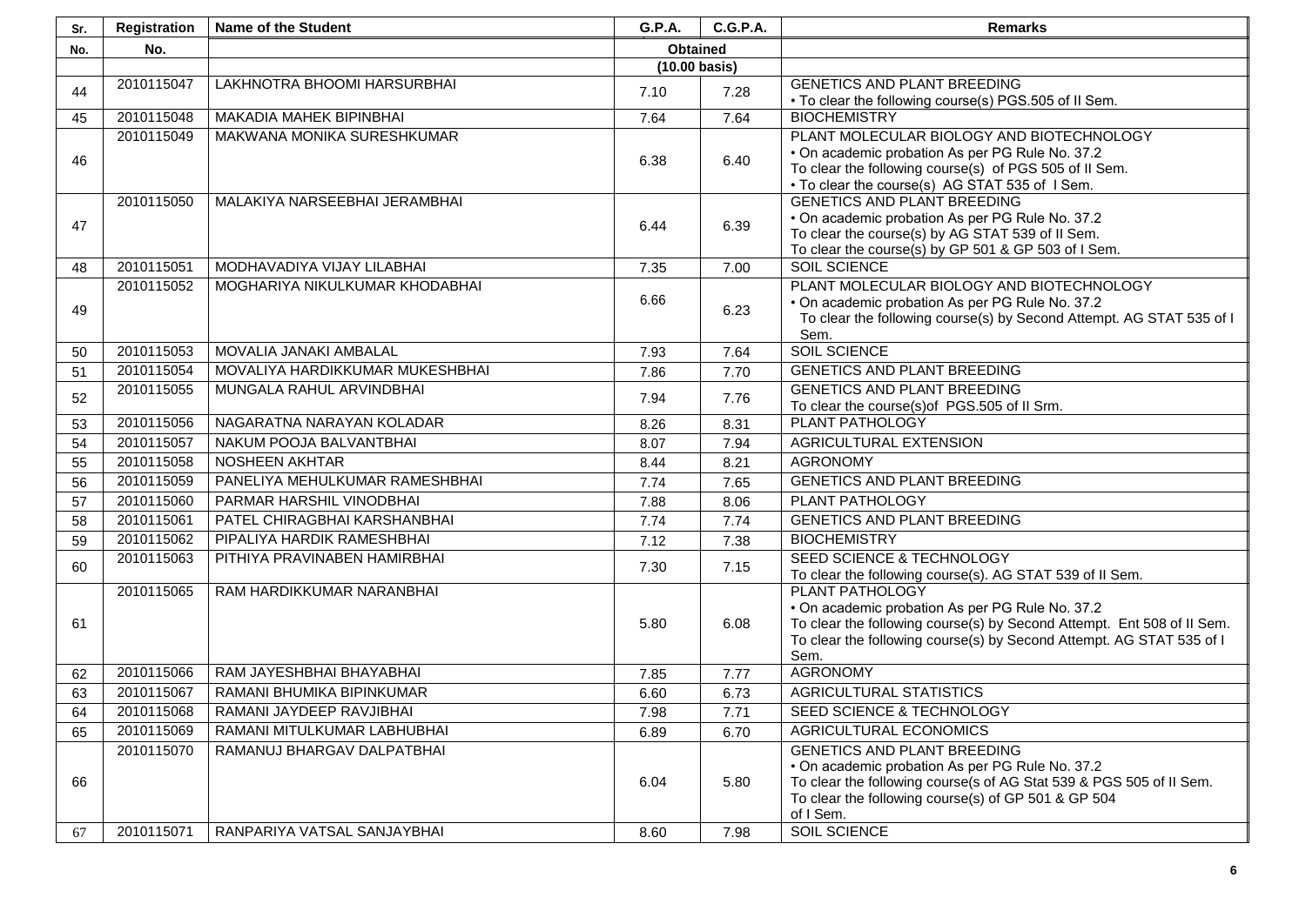| Sr. No. | Registration No. | Name of the Student | G.P.A. | C.G.P.A. | Remarks |
|---|---|---|---|---|---|
| | | | Obtained | | |
| | | | (10.00 basis) | | |
| 44 | 2010115047 | LAKHNOTRA BHOOMI HARSURBHAI | 7.10 | 7.28 | GENETICS AND PLANT BREEDING<br>• To clear the following course(s) PGS.505 of II Sem. |
| 45 | 2010115048 | MAKADIA MAHEK BIPINBHAI | 7.64 | 7.64 | BIOCHEMISTRY |
| 46 | 2010115049 | MAKWANA MONIKA SURESHKUMAR | 6.38 | 6.40 | PLANT MOLECULAR BIOLOGY AND BIOTECHNOLOGY<br>• On academic probation As per PG Rule No. 37.2<br>To clear the following course(s) of PGS 505 of II Sem.<br>• To clear the course(s) AG STAT 535 of I Sem. |
| 47 | 2010115050 | MALAKIYA NARSEEBHAI JERAMBHAI | 6.44 | 6.39 | GENETICS AND PLANT BREEDING<br>• On academic probation As per PG Rule No. 37.2<br>To clear the course(s) by AG STAT 539 of II Sem.<br>To clear the course(s) by GP 501 & GP 503 of I Sem. |
| 48 | 2010115051 | MODHAVADIYA VIJAY LILABHAI | 7.35 | 7.00 | SOIL SCIENCE |
| 49 | 2010115052 | MOGHARIYA NIKULKUMAR KHODABHAI | 6.66 | 6.23 | PLANT MOLECULAR BIOLOGY AND BIOTECHNOLOGY<br>• On academic probation As per PG Rule No. 37.2<br>To clear the following course(s) by Second Attempt. AG STAT 535 of I Sem. |
| 50 | 2010115053 | MOVALIA JANAKI AMBALAL | 7.93 | 7.64 | SOIL SCIENCE |
| 51 | 2010115054 | MOVALIYA HARDIKKUMAR MUKESHBHAI | 7.86 | 7.70 | GENETICS AND PLANT BREEDING |
| 52 | 2010115055 | MUNGALA RAHUL ARVINDBHAI | 7.94 | 7.76 | GENETICS AND PLANT BREEDING<br>To clear the course(s)of PGS.505 of II Srm. |
| 53 | 2010115056 | NAGARATNA NARAYAN KOLADAR | 8.26 | 8.31 | PLANT PATHOLOGY |
| 54 | 2010115057 | NAKUM POOJA BALVANTBHAI | 8.07 | 7.94 | AGRICULTURAL EXTENSION |
| 55 | 2010115058 | NOSHEEN AKHTAR | 8.44 | 8.21 | AGRONOMY |
| 56 | 2010115059 | PANELIYA MEHULKUMAR RAMESHBHAI | 7.74 | 7.65 | GENETICS AND PLANT BREEDING |
| 57 | 2010115060 | PARMAR HARSHIL VINODBHAI | 7.88 | 8.06 | PLANT PATHOLOGY |
| 58 | 2010115061 | PATEL CHIRAGBHAI KARSHANBHAI | 7.74 | 7.74 | GENETICS AND PLANT BREEDING |
| 59 | 2010115062 | PIPALIYA HARDIK RAMESHBHAI | 7.12 | 7.38 | BIOCHEMISTRY |
| 60 | 2010115063 | PITHIYA PRAVINABEN HAMIRBHAI | 7.30 | 7.15 | SEED SCIENCE & TECHNOLOGY<br>To clear the following course(s). AG STAT 539 of II Sem. |
| 61 | 2010115065 | RAM HARDIKKUMAR NARANBHAI | 5.80 | 6.08 | PLANT PATHOLOGY<br>• On academic probation As per PG Rule No. 37.2<br>To clear the following course(s) by Second Attempt. Ent 508 of II Sem.<br>To clear the following course(s) by Second Attempt. AG STAT 535 of I Sem. |
| 62 | 2010115066 | RAM JAYESHBHAI BHAYABHAI | 7.85 | 7.77 | AGRONOMY |
| 63 | 2010115067 | RAMANI BHUMIKA BIPINKUMAR | 6.60 | 6.73 | AGRICULTURAL STATISTICS |
| 64 | 2010115068 | RAMANI JAYDEEP RAVJIBHAI | 7.98 | 7.71 | SEED SCIENCE & TECHNOLOGY |
| 65 | 2010115069 | RAMANI MITULKUMAR LABHUBHAI | 6.89 | 6.70 | AGRICULTURAL ECONOMICS |
| 66 | 2010115070 | RAMANUJ BHARGAV DALPATBHAI | 6.04 | 5.80 | GENETICS AND PLANT BREEDING<br>• On academic probation As per PG Rule No. 37.2<br>To clear the following course(s of AG Stat 539 & PGS 505 of II Sem.<br>To clear the following course(s) of GP 501 & GP 504 of I Sem. |
| 67 | 2010115071 | RANPARIYA VATSAL SANJAYBHAI | 8.60 | 7.98 | SOIL SCIENCE |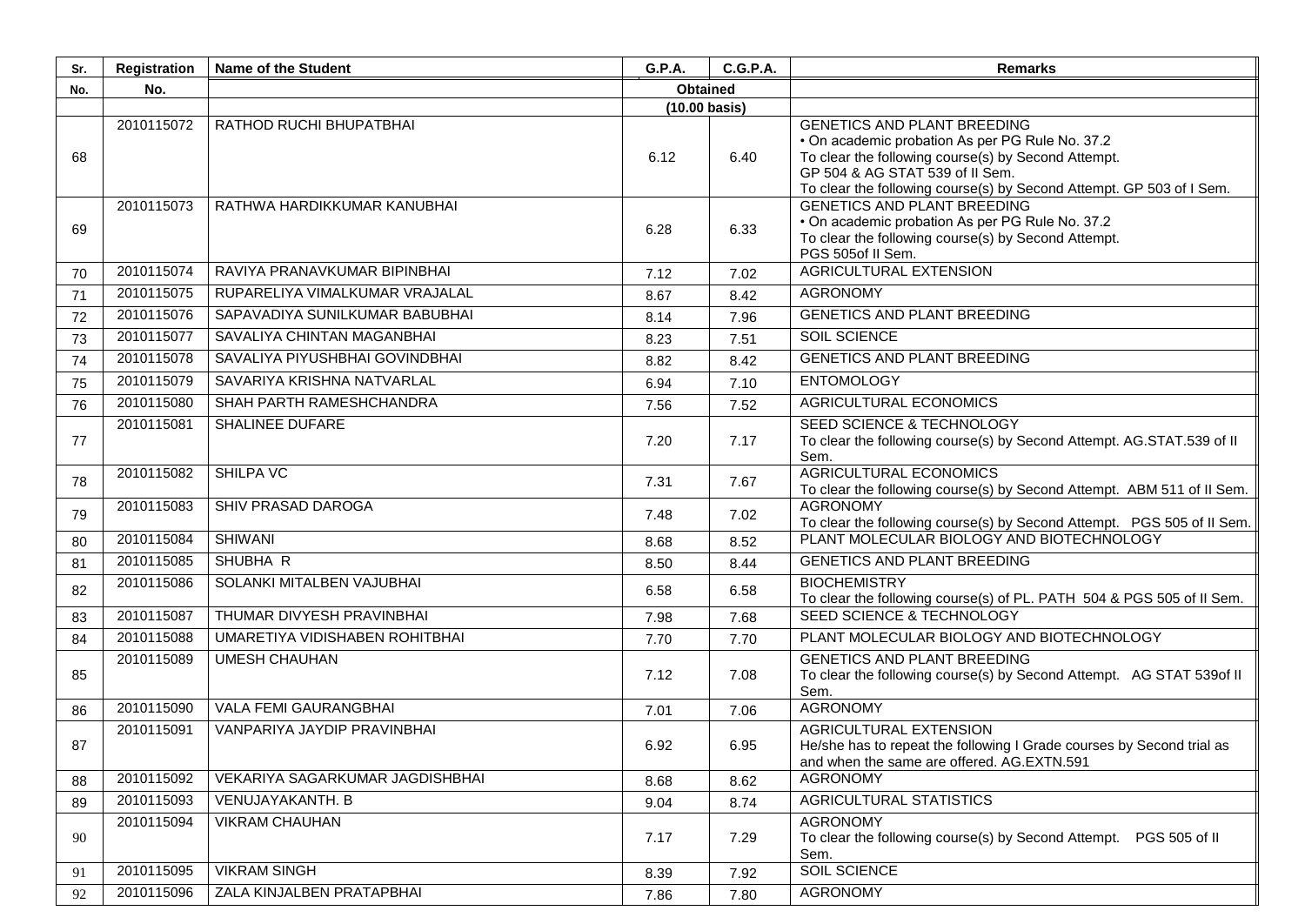| Sr. No. | Registration No. | Name of the Student | G.P.A. | C.G.P.A. | Remarks |
|---|---|---|---|---|---|
| | | | Obtained (10.00 basis) | | |
| 68 | 2010115072 | RATHOD RUCHI BHUPATBHAI | 6.12 | 6.40 | GENETICS AND PLANT BREEDING • On academic probation As per PG Rule No. 37.2 To clear the following course(s) by Second Attempt. GP 504 & AG STAT 539 of II Sem. To clear the following course(s) by Second Attempt. GP 503 of I Sem. |
| 69 | 2010115073 | RATHWA HARDIKKUMAR KANUBHAI | 6.28 | 6.33 | GENETICS AND PLANT BREEDING • On academic probation As per PG Rule No. 37.2 To clear the following course(s) by Second Attempt. PGS 505of II Sem. |
| 70 | 2010115074 | RAVIYA PRANAVKUMAR BIPINBHAI | 7.12 | 7.02 | AGRICULTURAL EXTENSION |
| 71 | 2010115075 | RUPARELIYA VIMALKUMAR VRAJALAL | 8.67 | 8.42 | AGRONOMY |
| 72 | 2010115076 | SAPAVADIYA SUNILKUMAR BABUBHAI | 8.14 | 7.96 | GENETICS AND PLANT BREEDING |
| 73 | 2010115077 | SAVALIYA CHINTAN MAGANBHAI | 8.23 | 7.51 | SOIL SCIENCE |
| 74 | 2010115078 | SAVALIYA PIYUSHBHAI GOVINDBHAI | 8.82 | 8.42 | GENETICS AND PLANT BREEDING |
| 75 | 2010115079 | SAVARIYA KRISHNA NATVARLAL | 6.94 | 7.10 | ENTOMOLOGY |
| 76 | 2010115080 | SHAH PARTH RAMESHCHANDRA | 7.56 | 7.52 | AGRICULTURAL ECONOMICS |
| 77 | 2010115081 | SHALINEE DUFARE | 7.20 | 7.17 | SEED SCIENCE & TECHNOLOGY To clear the following course(s) by Second Attempt. AG.STAT.539 of II Sem. |
| 78 | 2010115082 | SHILPA VC | 7.31 | 7.67 | AGRICULTURAL ECONOMICS To clear the following course(s) by Second Attempt. ABM 511 of II Sem. |
| 79 | 2010115083 | SHIV PRASAD DAROGA | 7.48 | 7.02 | AGRONOMY To clear the following course(s) by Second Attempt. PGS 505 of II Sem. |
| 80 | 2010115084 | SHIWANI | 8.68 | 8.52 | PLANT MOLECULAR BIOLOGY AND BIOTECHNOLOGY |
| 81 | 2010115085 | SHUBHA R | 8.50 | 8.44 | GENETICS AND PLANT BREEDING |
| 82 | 2010115086 | SOLANKI MITALBEN VAJUBHAI | 6.58 | 6.58 | BIOCHEMISTRY To clear the following course(s) of PL. PATH 504 & PGS 505 of II Sem. |
| 83 | 2010115087 | THUMAR DIVYESH PRAVINBHAI | 7.98 | 7.68 | SEED SCIENCE & TECHNOLOGY |
| 84 | 2010115088 | UMARETIYA VIDISHABEN ROHITBHAI | 7.70 | 7.70 | PLANT MOLECULAR BIOLOGY AND BIOTECHNOLOGY |
| 85 | 2010115089 | UMESH CHAUHAN | 7.12 | 7.08 | GENETICS AND PLANT BREEDING To clear the following course(s) by Second Attempt. AG STAT 539of II Sem. |
| 86 | 2010115090 | VALA FEMI GAURANGBHAI | 7.01 | 7.06 | AGRONOMY |
| 87 | 2010115091 | VANPARIYA JAYDIP PRAVINBHAI | 6.92 | 6.95 | AGRICULTURAL EXTENSION He/she has to repeat the following I Grade courses by Second trial as and when the same are offered. AG.EXTN.591 |
| 88 | 2010115092 | VEKARIYA SAGARKUMAR JAGDISHBHAI | 8.68 | 8.62 | AGRONOMY |
| 89 | 2010115093 | VENUJAYAKANTH. B | 9.04 | 8.74 | AGRICULTURAL STATISTICS |
| 90 | 2010115094 | VIKRAM CHAUHAN | 7.17 | 7.29 | AGRONOMY To clear the following course(s) by Second Attempt. PGS 505 of II Sem. |
| 91 | 2010115095 | VIKRAM SINGH | 8.39 | 7.92 | SOIL SCIENCE |
| 92 | 2010115096 | ZALA KINJALBEN PRATAPBHAI | 7.86 | 7.80 | AGRONOMY |